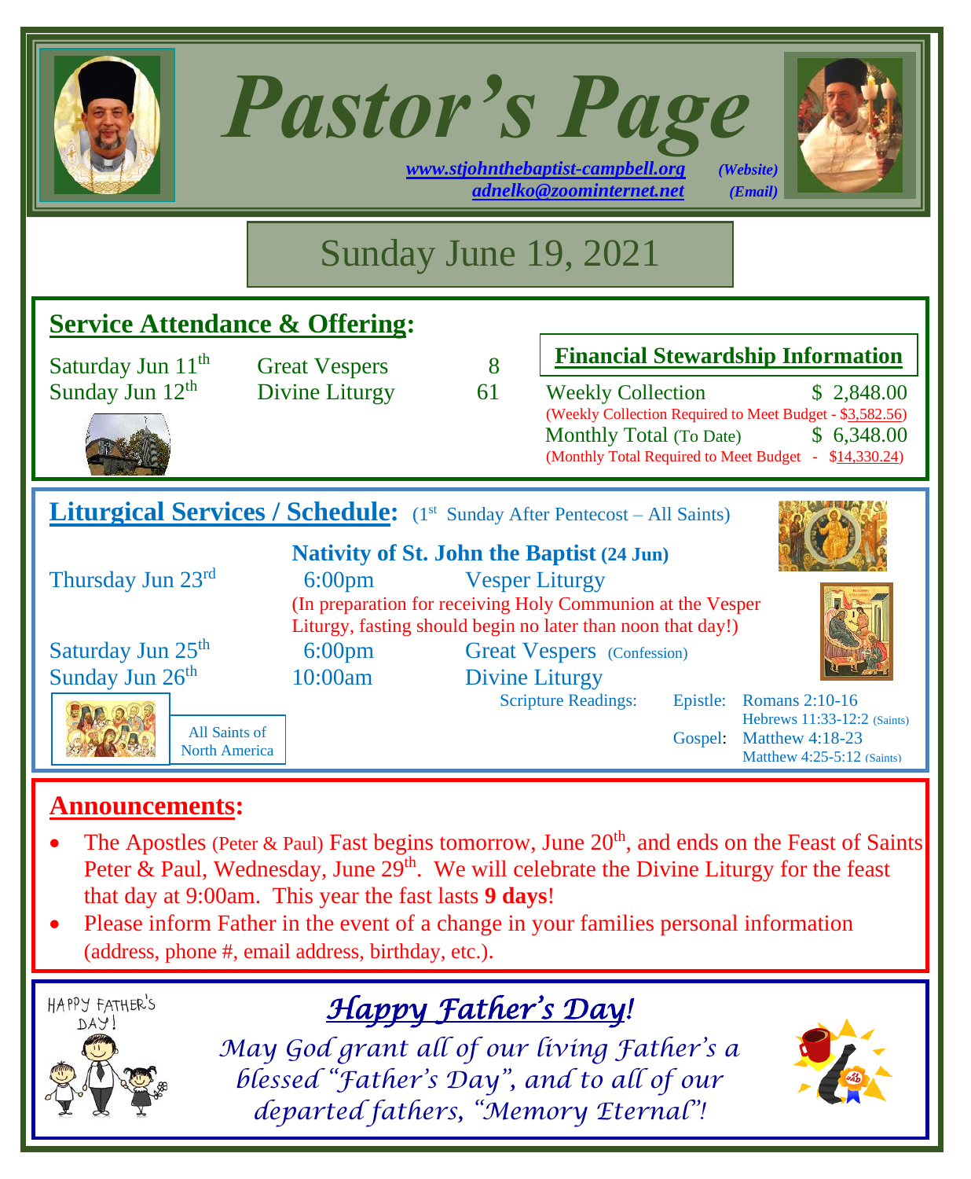# Pastor's Page

www.stjohnthebaptist-campbell.org *(Website)*
adnelko@zoominternet.net *(Email)*

## Sunday June 19, 2021

## Service Attendance & Offering:

| | | |
|---|---|---|
| Saturday Jun 11th | Great Vespers | 8 |
| Sunday Jun 12th | Divine Liturgy | 61 |

### Financial Stewardship Information

Weekly Collection $ 2,848.00
(Weekly Collection Required to Meet Budget - $3,582.56)
Monthly Total (To Date) $ 6,348.00
(Monthly Total Required to Meet Budget - $14,330.24)

## Liturgical Services / Schedule: (1st Sunday After Pentecost – All Saints)

**Nativity of St. John the Baptist (24 Jun)**

Thursday Jun 23rd — 6:00pm — Vesper Liturgy
(In preparation for receiving Holy Communion at the Vesper Liturgy, fasting should begin no later than noon that day!)

Saturday Jun 25th — 6:00pm — Great Vespers (Confession)

Sunday Jun 26th — 10:00am — Divine Liturgy

All Saints of North America

Scripture Readings:
- Epistle: Romans 2:10-16; Hebrews 11:33-12:2 (Saints)
- Gospel: Matthew 4:18-23; Matthew 4:25-5:12 (Saints)

## Announcements:

- The Apostles (Peter & Paul) Fast begins tomorrow, June 20th, and ends on the Feast of Saints Peter & Paul, Wednesday, June 29th. We will celebrate the Divine Liturgy for the feast that day at 9:00am. This year the fast lasts **9 days**!
- Please inform Father in the event of a change in your families personal information (address, phone #, email address, birthday, etc.).

## *Happy Father's Day!*

*May God grant all of our living Father's a blessed "Father's Day", and to all of our departed fathers, "Memory Eternal"!*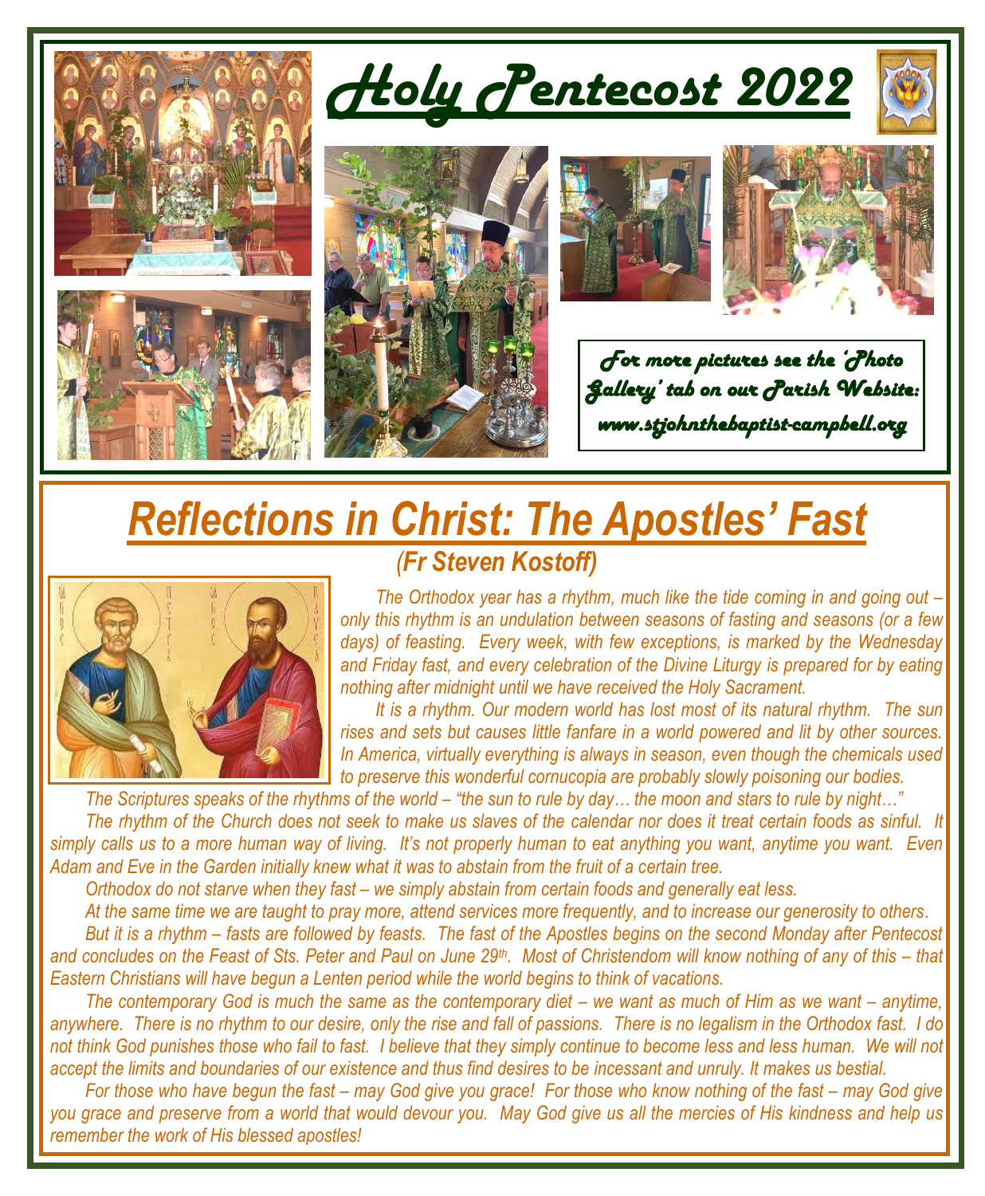# Holy Pentecost 2022

*For more pictures see the 'Photo Gallery' tab on our Parish Website: www.stjohnthebaptist-campbell.org*

## Reflections in Christ: The Apostles' Fast

*(Fr Steven Kostoff)*

*The Orthodox year has a rhythm, much like the tide coming in and going out – only this rhythm is an undulation between seasons of fasting and seasons (or a few days) of feasting. Every week, with few exceptions, is marked by the Wednesday and Friday fast, and every celebration of the Divine Liturgy is prepared for by eating nothing after midnight until we have received the Holy Sacrament.*

*It is a rhythm. Our modern world has lost most of its natural rhythm. The sun rises and sets but causes little fanfare in a world powered and lit by other sources. In America, virtually everything is always in season, even though the chemicals used to preserve this wonderful cornucopia are probably slowly poisoning our bodies.*

*The Scriptures speaks of the rhythms of the world – "the sun to rule by day… the moon and stars to rule by night…"*

*The rhythm of the Church does not seek to make us slaves of the calendar nor does it treat certain foods as sinful. It simply calls us to a more human way of living. It's not properly human to eat anything you want, anytime you want. Even Adam and Eve in the Garden initially knew what it was to abstain from the fruit of a certain tree.*

*Orthodox do not starve when they fast – we simply abstain from certain foods and generally eat less.*

*At the same time we are taught to pray more, attend services more frequently, and to increase our generosity to others.*

*But it is a rhythm – fasts are followed by feasts. The fast of the Apostles begins on the second Monday after Pentecost and concludes on the Feast of Sts. Peter and Paul on June 29th. Most of Christendom will know nothing of any of this – that Eastern Christians will have begun a Lenten period while the world begins to think of vacations.*

*The contemporary God is much the same as the contemporary diet – we want as much of Him as we want – anytime, anywhere. There is no rhythm to our desire, only the rise and fall of passions. There is no legalism in the Orthodox fast. I do not think God punishes those who fail to fast. I believe that they simply continue to become less and less human. We will not accept the limits and boundaries of our existence and thus find desires to be incessant and unruly. It makes us bestial.*

*For those who have begun the fast – may God give you grace! For those who know nothing of the fast – may God give you grace and preserve from a world that would devour you. May God give us all the mercies of His kindness and help us remember the work of His blessed apostles!*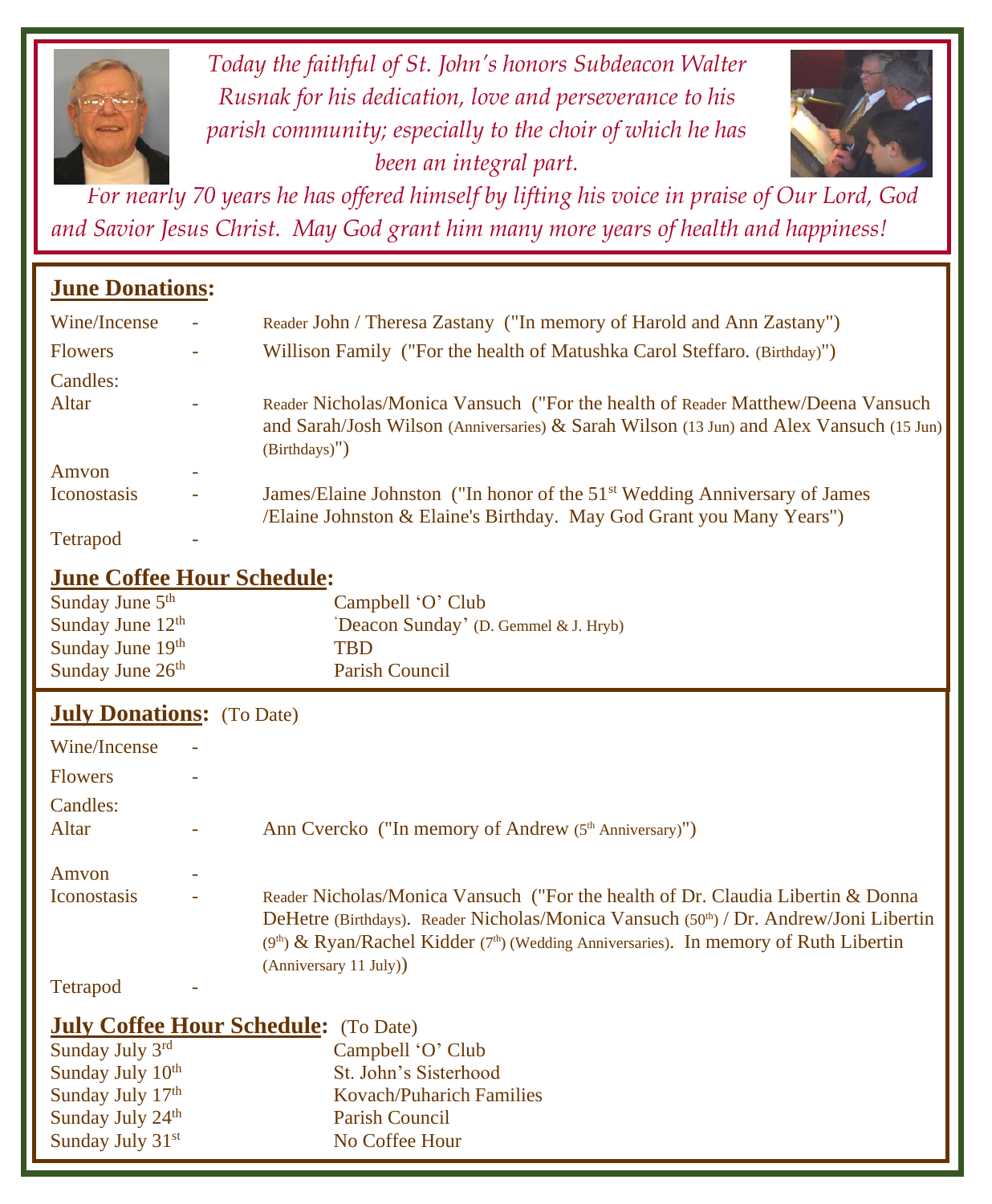*Today the faithful of St. John's honors Subdeacon Walter Rusnak for his dedication, love and perseverance to his parish community; especially to the choir of which he has been an integral part.*

*For nearly 70 years he has offered himself by lifting his voice in praise of Our Lord, God and Savior Jesus Christ. May God grant him many more years of health and happiness!*

## June Donations:

| | | |
|---|---|---|
| Wine/Incense | - | Reader John / Theresa Zastany ("In memory of Harold and Ann Zastany") |
| Flowers | - | Willison Family ("For the health of Matushka Carol Steffaro. (Birthday)") |
| Candles: | | |
| Altar | - | Reader Nicholas/Monica Vansuch ("For the health of Reader Matthew/Deena Vansuch and Sarah/Josh Wilson (Anniversaries) & Sarah Wilson (13 Jun) and Alex Vansuch (15 Jun) (Birthdays)") |
| Amvon | - | |
| Iconostasis | - | James/Elaine Johnston ("In honor of the 51st Wedding Anniversary of James /Elaine Johnston & Elaine's Birthday. May God Grant you Many Years") |
| Tetrapod | - | |

## June Coffee Hour Schedule:

| | |
|---|---|
| Sunday June 5th | Campbell 'O' Club |
| Sunday June 12th | 'Deacon Sunday' (D. Gemmel & J. Hryb) |
| Sunday June 19th | TBD |
| Sunday June 26th | Parish Council |

## July Donations: (To Date)

| | | |
|---|---|---|
| Wine/Incense | - | |
| Flowers | - | |
| Candles: | | |
| Altar | - | Ann Cvercko ("In memory of Andrew (5th Anniversary)") |
| Amvon | - | |
| Iconostasis | - | Reader Nicholas/Monica Vansuch ("For the health of Dr. Claudia Libertin & Donna DeHetre (Birthdays). Reader Nicholas/Monica Vansuch (50th) / Dr. Andrew/Joni Libertin (9th) & Ryan/Rachel Kidder (7th) (Wedding Anniversaries). In memory of Ruth Libertin (Anniversary 11 July)) |
| Tetrapod | - | |

## July Coffee Hour Schedule: (To Date)

| | |
|---|---|
| Sunday July 3rd | Campbell 'O' Club |
| Sunday July 10th | St. John's Sisterhood |
| Sunday July 17th | Kovach/Puharich Families |
| Sunday July 24th | Parish Council |
| Sunday July 31st | No Coffee Hour |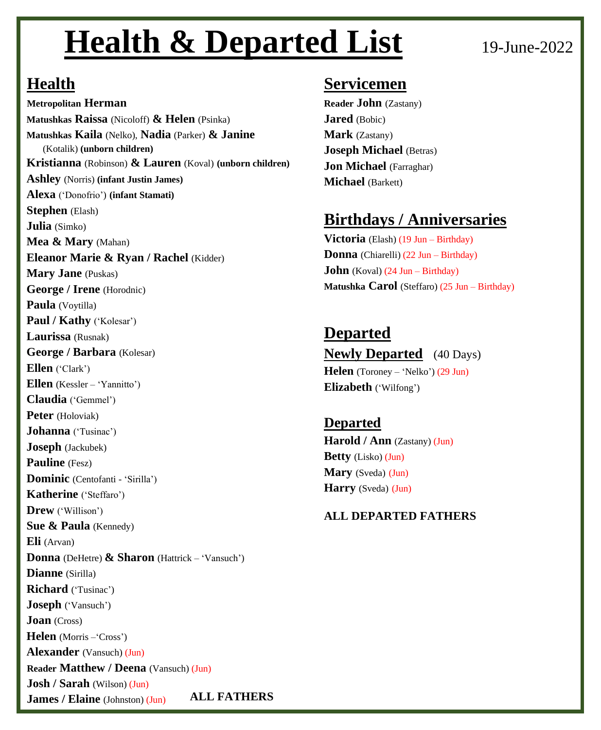# Health & Departed List

19-June-2022

## Health

**Metropolitan Herman**
**Matushkas Raissa** (Nicoloff) **& Helen** (Psinka)
**Matushkas Kaila** (Nelko), **Nadia** (Parker) **& Janine** (Kotalik) **(unborn children)**
**Kristianna** (Robinson) **& Lauren** (Koval) **(unborn children)**
**Ashley** (Norris) **(infant Justin James)**
**Alexa** ('Donofrio') **(infant Stamati)**
**Stephen** (Elash)
**Julia** (Simko)
**Mea & Mary** (Mahan)
**Eleanor Marie & Ryan / Rachel** (Kidder)
**Mary Jane** (Puskas)
**George / Irene** (Horodnic)
**Paula** (Voytilla)
**Paul / Kathy** ('Kolesar')
**Laurissa** (Rusnak)
**George / Barbara** (Kolesar)
**Ellen** ('Clark')
**Ellen** (Kessler – 'Yannitto')
**Claudia** ('Gemmel')
**Peter** (Holoviak)
**Johanna** ('Tusinac')
**Joseph** (Jackubek)
**Pauline** (Fesz)
**Dominic** (Centofanti - 'Sirilla')
**Katherine** ('Steffaro')
**Drew** ('Willison')
**Sue & Paula** (Kennedy)
**Eli** (Arvan)
**Donna** (DeHetre) **& Sharon** (Hattrick – 'Vansuch')
**Dianne** (Sirilla)
**Richard** ('Tusinac')
**Joseph** ('Vansuch')
**Joan** (Cross)
**Helen** (Morris –'Cross')
**Alexander** (Vansuch) (Jun)
**Reader Matthew / Deena** (Vansuch) (Jun)
**Josh / Sarah** (Wilson) (Jun)
**James / Elaine** (Johnston) (Jun)

**ALL FATHERS**

## Servicemen

**Reader John** (Zastany)
**Jared** (Bobic)
**Mark** (Zastany)
**Joseph Michael** (Betras)
**Jon Michael** (Farraghar)
**Michael** (Barkett)

## Birthdays / Anniversaries

**Victoria** (Elash) (19 Jun – Birthday)
**Donna** (Chiarelli) (22 Jun – Birthday)
**John** (Koval) (24 Jun – Birthday)
**Matushka Carol** (Steffaro) (25 Jun – Birthday)

## Departed

### Newly Departed (40 Days)

**Helen** (Toroney – 'Nelko') (29 Jun)
**Elizabeth** ('Wilfong')

### Departed

**Harold / Ann** (Zastany) (Jun)
**Betty** (Lisko) (Jun)
**Mary** (Sveda) (Jun)
**Harry** (Sveda) (Jun)

**ALL DEPARTED FATHERS**